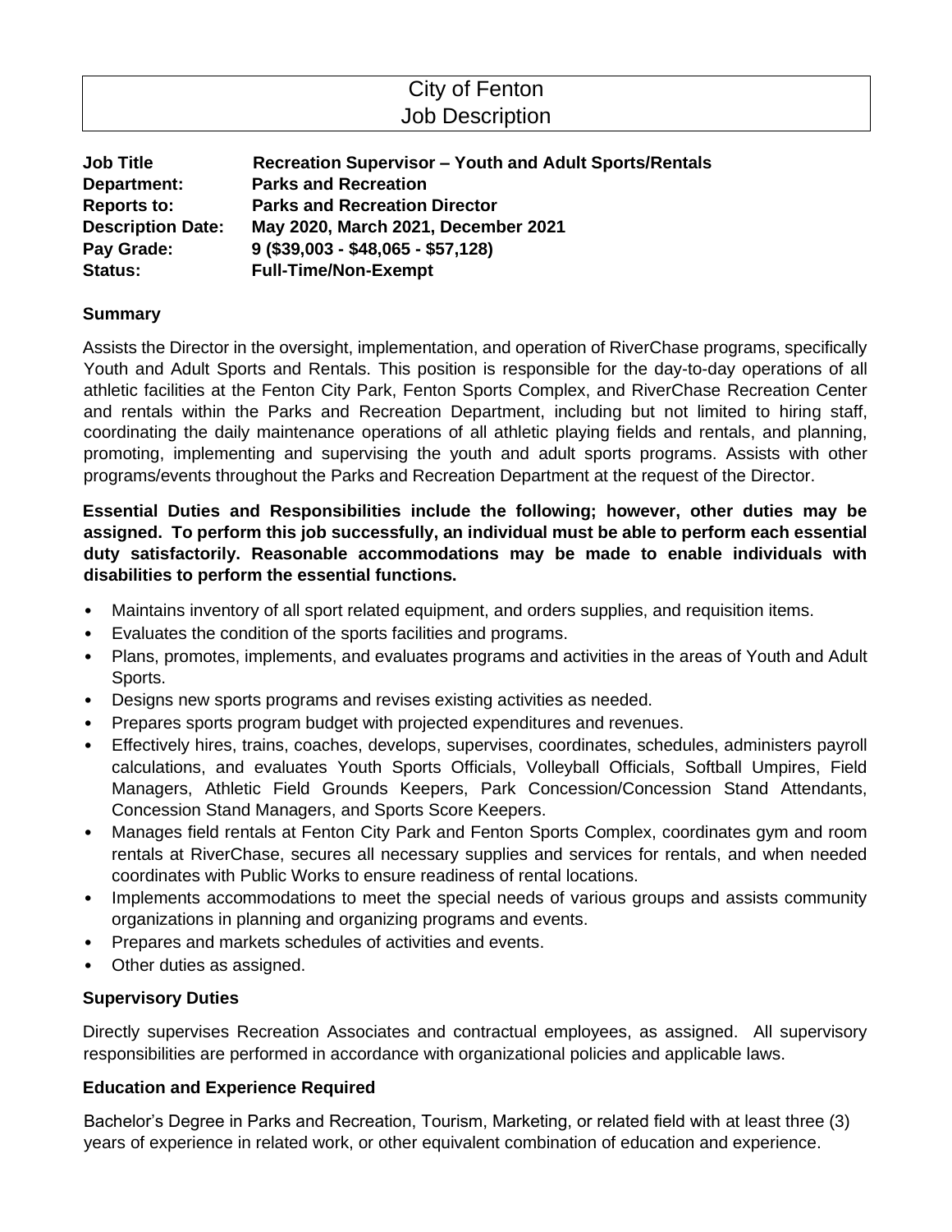# City of Fenton
## Job Description

**Job Title** **Recreation Supervisor – Youth and Adult Sports/Rentals**
**Department:** **Parks and Recreation**
**Reports to:** **Parks and Recreation Director**
**Description Date:** **May 2020, March 2021, December 2021**
**Pay Grade:** **9 ($39,003 - $48,065 - $57,128)**
**Status:** **Full-Time/Non-Exempt**

### Summary

Assists the Director in the oversight, implementation, and operation of RiverChase programs, specifically Youth and Adult Sports and Rentals. This position is responsible for the day-to-day operations of all athletic facilities at the Fenton City Park, Fenton Sports Complex, and RiverChase Recreation Center and rentals within the Parks and Recreation Department, including but not limited to hiring staff, coordinating the daily maintenance operations of all athletic playing fields and rentals, and planning, promoting, implementing and supervising the youth and adult sports programs. Assists with other programs/events throughout the Parks and Recreation Department at the request of the Director.

**Essential Duties and Responsibilities include the following; however, other duties may be assigned. To perform this job successfully, an individual must be able to perform each essential duty satisfactorily. Reasonable accommodations may be made to enable individuals with disabilities to perform the essential functions.**

- Maintains inventory of all sport related equipment, and orders supplies, and requisition items.
- Evaluates the condition of the sports facilities and programs.
- Plans, promotes, implements, and evaluates programs and activities in the areas of Youth and Adult Sports.
- Designs new sports programs and revises existing activities as needed.
- Prepares sports program budget with projected expenditures and revenues.
- Effectively hires, trains, coaches, develops, supervises, coordinates, schedules, administers payroll calculations, and evaluates Youth Sports Officials, Volleyball Officials, Softball Umpires, Field Managers, Athletic Field Grounds Keepers, Park Concession/Concession Stand Attendants, Concession Stand Managers, and Sports Score Keepers.
- Manages field rentals at Fenton City Park and Fenton Sports Complex, coordinates gym and room rentals at RiverChase, secures all necessary supplies and services for rentals, and when needed coordinates with Public Works to ensure readiness of rental locations.
- Implements accommodations to meet the special needs of various groups and assists community organizations in planning and organizing programs and events.
- Prepares and markets schedules of activities and events.
- Other duties as assigned.

### Supervisory Duties

Directly supervises Recreation Associates and contractual employees, as assigned. All supervisory responsibilities are performed in accordance with organizational policies and applicable laws.

### Education and Experience Required

Bachelor's Degree in Parks and Recreation, Tourism, Marketing, or related field with at least three (3) years of experience in related work, or other equivalent combination of education and experience.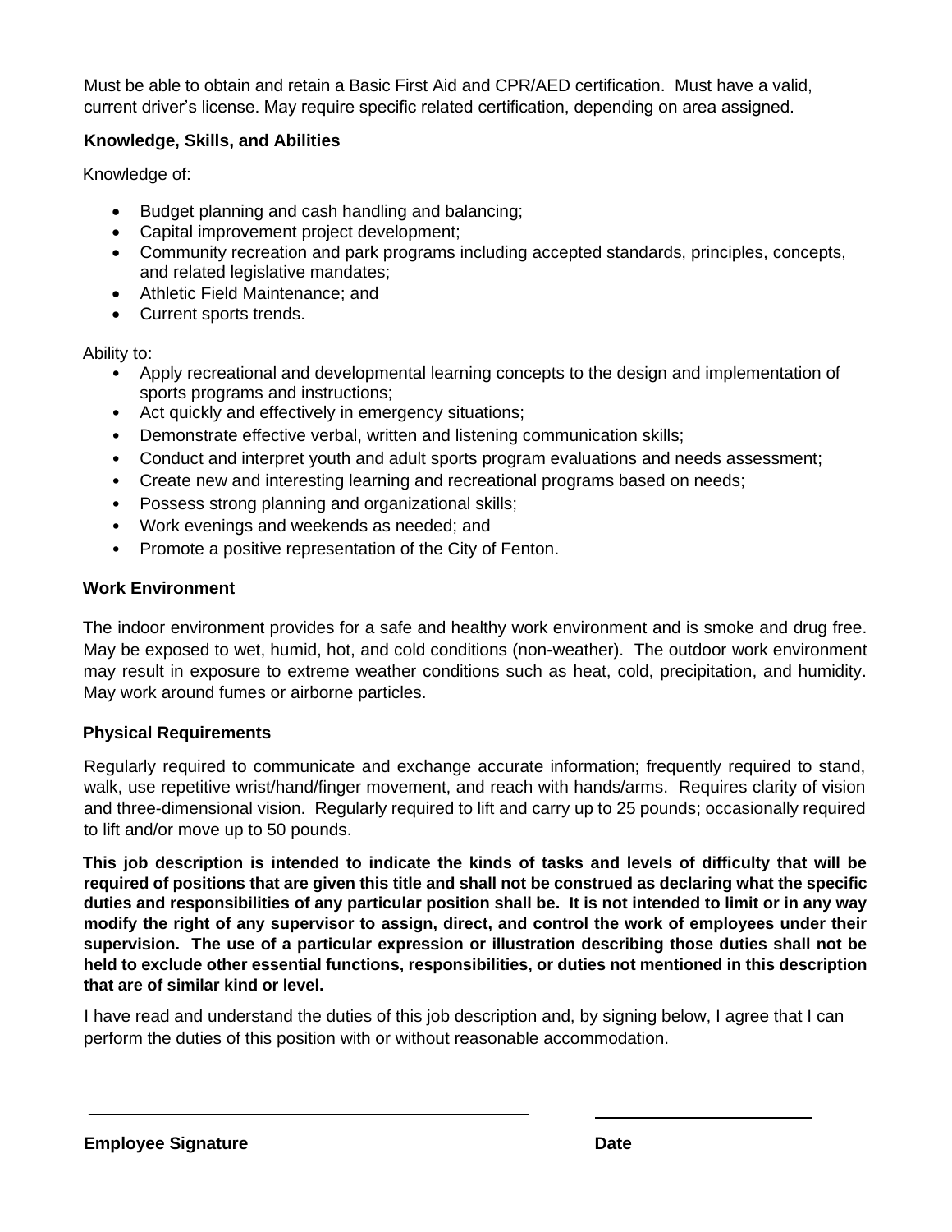Must be able to obtain and retain a Basic First Aid and CPR/AED certification. Must have a valid, current driver's license. May require specific related certification, depending on area assigned.

**Knowledge, Skills, and Abilities**

Knowledge of:

- Budget planning and cash handling and balancing;
- Capital improvement project development;
- Community recreation and park programs including accepted standards, principles, concepts, and related legislative mandates;
- Athletic Field Maintenance; and
- Current sports trends.

Ability to:

- Apply recreational and developmental learning concepts to the design and implementation of sports programs and instructions;
- Act quickly and effectively in emergency situations;
- Demonstrate effective verbal, written and listening communication skills;
- Conduct and interpret youth and adult sports program evaluations and needs assessment;
- Create new and interesting learning and recreational programs based on needs;
- Possess strong planning and organizational skills;
- Work evenings and weekends as needed; and
- Promote a positive representation of the City of Fenton.

**Work Environment**

The indoor environment provides for a safe and healthy work environment and is smoke and drug free. May be exposed to wet, humid, hot, and cold conditions (non-weather). The outdoor work environment may result in exposure to extreme weather conditions such as heat, cold, precipitation, and humidity. May work around fumes or airborne particles.

**Physical Requirements**

Regularly required to communicate and exchange accurate information; frequently required to stand, walk, use repetitive wrist/hand/finger movement, and reach with hands/arms. Requires clarity of vision and three-dimensional vision. Regularly required to lift and carry up to 25 pounds; occasionally required to lift and/or move up to 50 pounds.

**This job description is intended to indicate the kinds of tasks and levels of difficulty that will be required of positions that are given this title and shall not be construed as declaring what the specific duties and responsibilities of any particular position shall be. It is not intended to limit or in any way modify the right of any supervisor to assign, direct, and control the work of employees under their supervision. The use of a particular expression or illustration describing those duties shall not be held to exclude other essential functions, responsibilities, or duties not mentioned in this description that are of similar kind or level.**

I have read and understand the duties of this job description and, by signing below, I agree that I can perform the duties of this position with or without reasonable accommodation.

______________________________________________ ______________________

**Employee Signature** **Date**